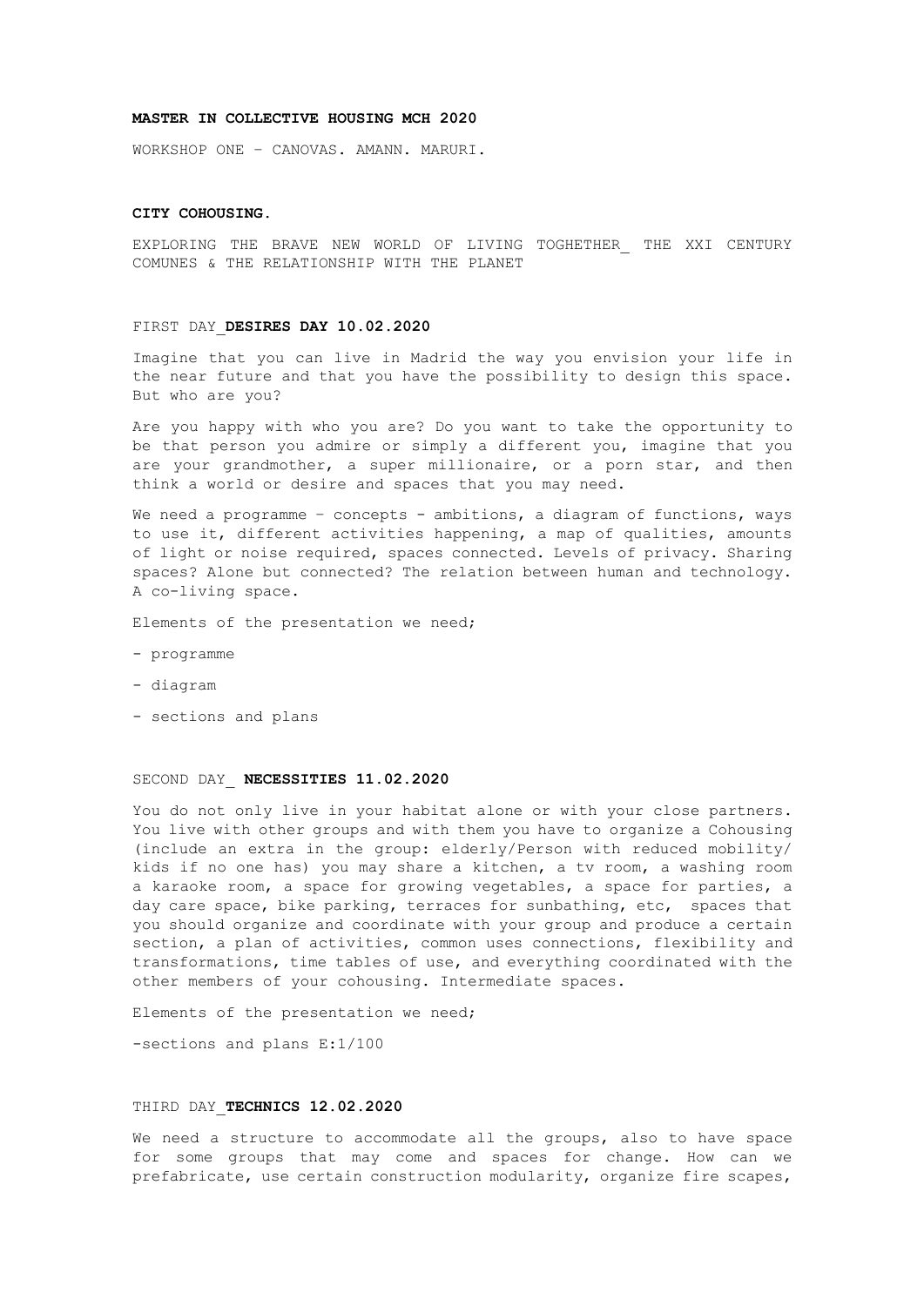**MASTER IN COLLECTIVE HOUSING MCH 2020**

WORKSHOP ONE – CANOVAS. AMANN. MARURI.

**CITY COHOUSING.**

EXPLORING THE BRAVE NEW WORLD OF LIVING TOGHETHER_ THE XXI CENTURY COMUNES & THE RELATIONSHIP WITH THE PLANET

FIRST DAY_**DESIRES DAY 10.02.2020**

Imagine that you can live in Madrid the way you envision your life in the near future and that you have the possibility to design this space. But who are you?

Are you happy with who you are? Do you want to take the opportunity to be that person you admire or simply a different you, imagine that you are your grandmother, a super millionaire, or a porn star, and then think a world or desire and spaces that you may need.

We need a programme – concepts - ambitions, a diagram of functions, ways to use it, different activities happening, a map of qualities, amounts of light or noise required, spaces connected. Levels of privacy. Sharing spaces? Alone but connected? The relation between human and technology. A co-living space.

Elements of the presentation we need;

- programme
- diagram
- sections and plans

SECOND DAY_ **NECESSITIES 11.02.2020**

You do not only live in your habitat alone or with your close partners. You live with other groups and with them you have to organize a Cohousing (include an extra in the group: elderly/Person with reduced mobility/ kids if no one has) you may share a kitchen, a tv room, a washing room a karaoke room, a space for growing vegetables, a space for parties, a day care space, bike parking, terraces for sunbathing, etc, spaces that you should organize and coordinate with your group and produce a certain section, a plan of activities, common uses connections, flexibility and transformations, time tables of use, and everything coordinated with the other members of your cohousing. Intermediate spaces.

Elements of the presentation we need;

-sections and plans E:1/100

THIRD DAY_**TECHNICS 12.02.2020**

We need a structure to accommodate all the groups, also to have space for some groups that may come and spaces for change. How can we prefabricate, use certain construction modularity, organize fire scapes,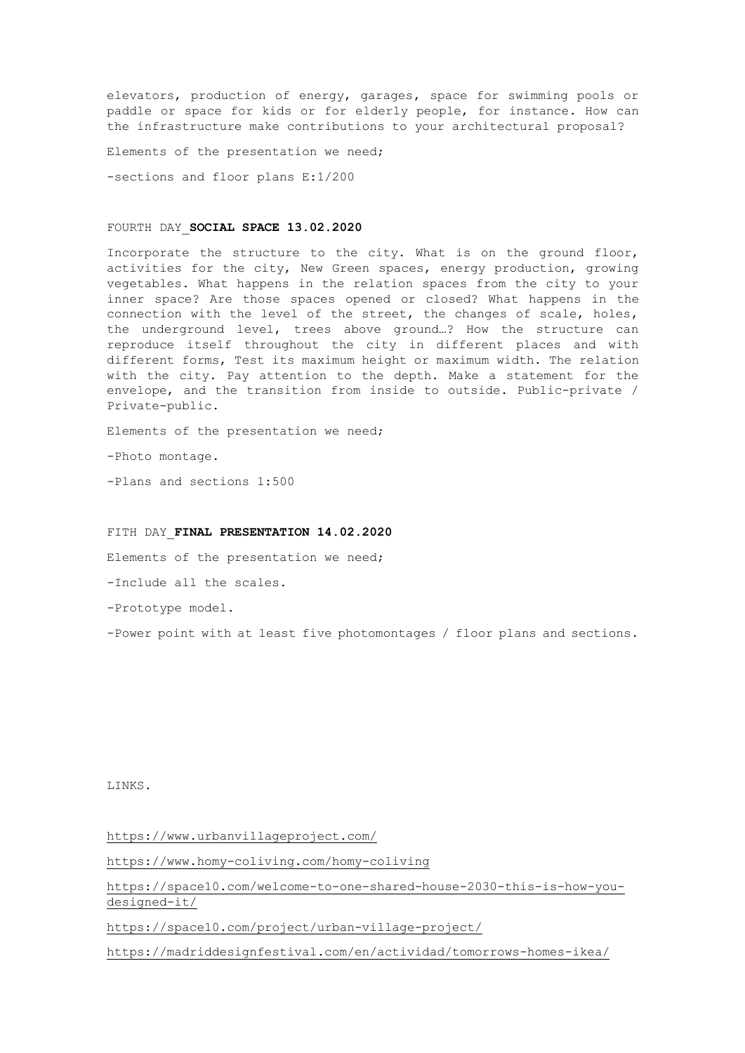elevators, production of energy, garages, space for swimming pools or paddle or space for kids or for elderly people, for instance. How can the infrastructure make contributions to your architectural proposal?

Elements of the presentation we need;

-sections and floor plans E:1/200

FOURTH DAY_**SOCIAL SPACE 13.02.2020**

Incorporate the structure to the city. What is on the ground floor, activities for the city, New Green spaces, energy production, growing vegetables. What happens in the relation spaces from the city to your inner space? Are those spaces opened or closed? What happens in the connection with the level of the street, the changes of scale, holes, the underground level, trees above ground…? How the structure can reproduce itself throughout the city in different places and with different forms, Test its maximum height or maximum width. The relation with the city. Pay attention to the depth. Make a statement for the envelope, and the transition from inside to outside. Public-private / Private-public.

Elements of the presentation we need;

-Photo montage.

-Plans and sections 1:500

FITH DAY_**FINAL PRESENTATION 14.02.2020**

Elements of the presentation we need;

-Include all the scales.

-Prototype model.

-Power point with at least five photomontages / floor plans and sections.

LINKS.

https://www.urbanvillageproject.com/

https://www.homy-coliving.com/homy-coliving

https://space10.com/welcome-to-one-shared-house-2030-this-is-how-you-designed-it/

https://space10.com/project/urban-village-project/

https://madriddesignfestival.com/en/actividad/tomorrows-homes-ikea/